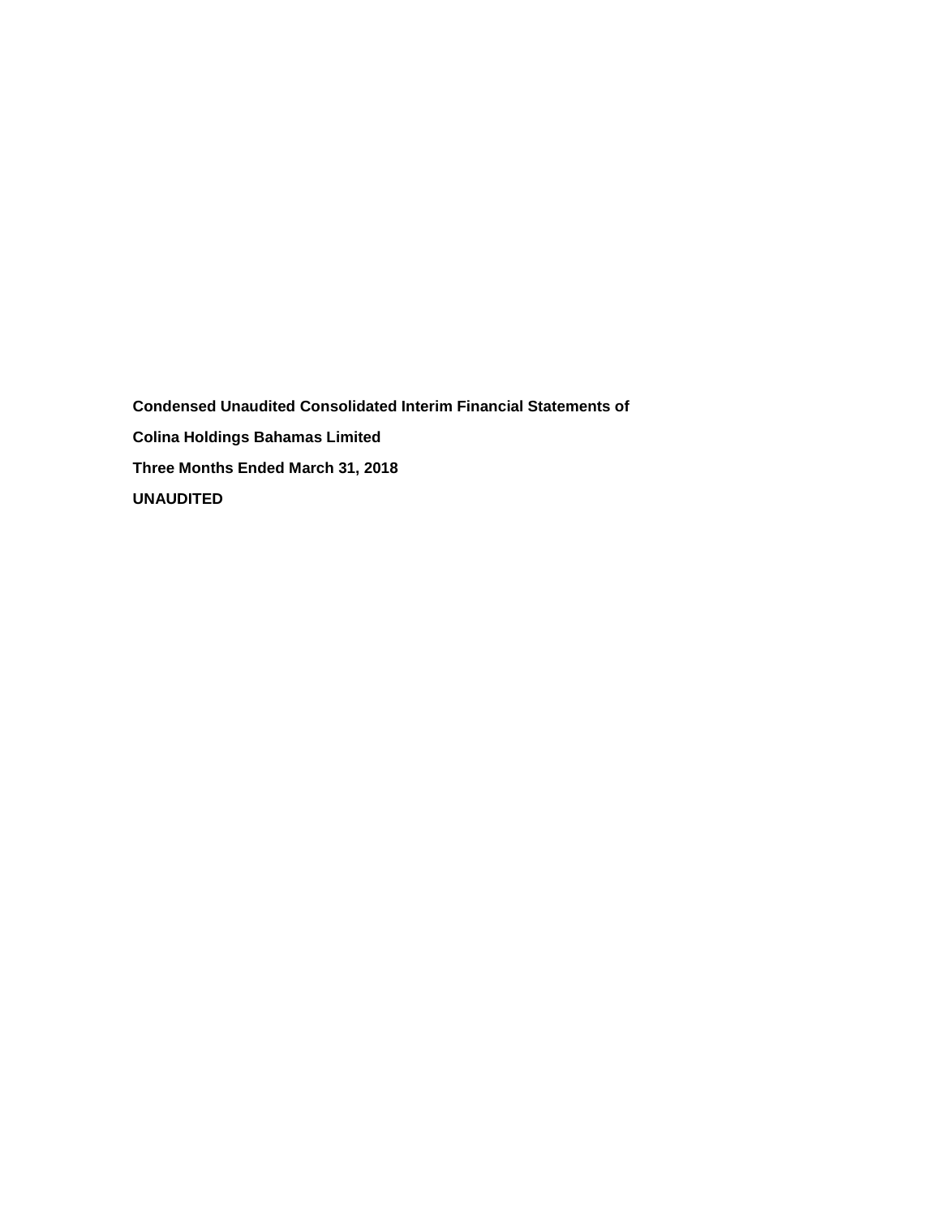**Condensed Unaudited Consolidated Interim Financial Statements of**

**Colina Holdings Bahamas Limited**

**Three Months Ended March 31, 2018**

**UNAUDITED**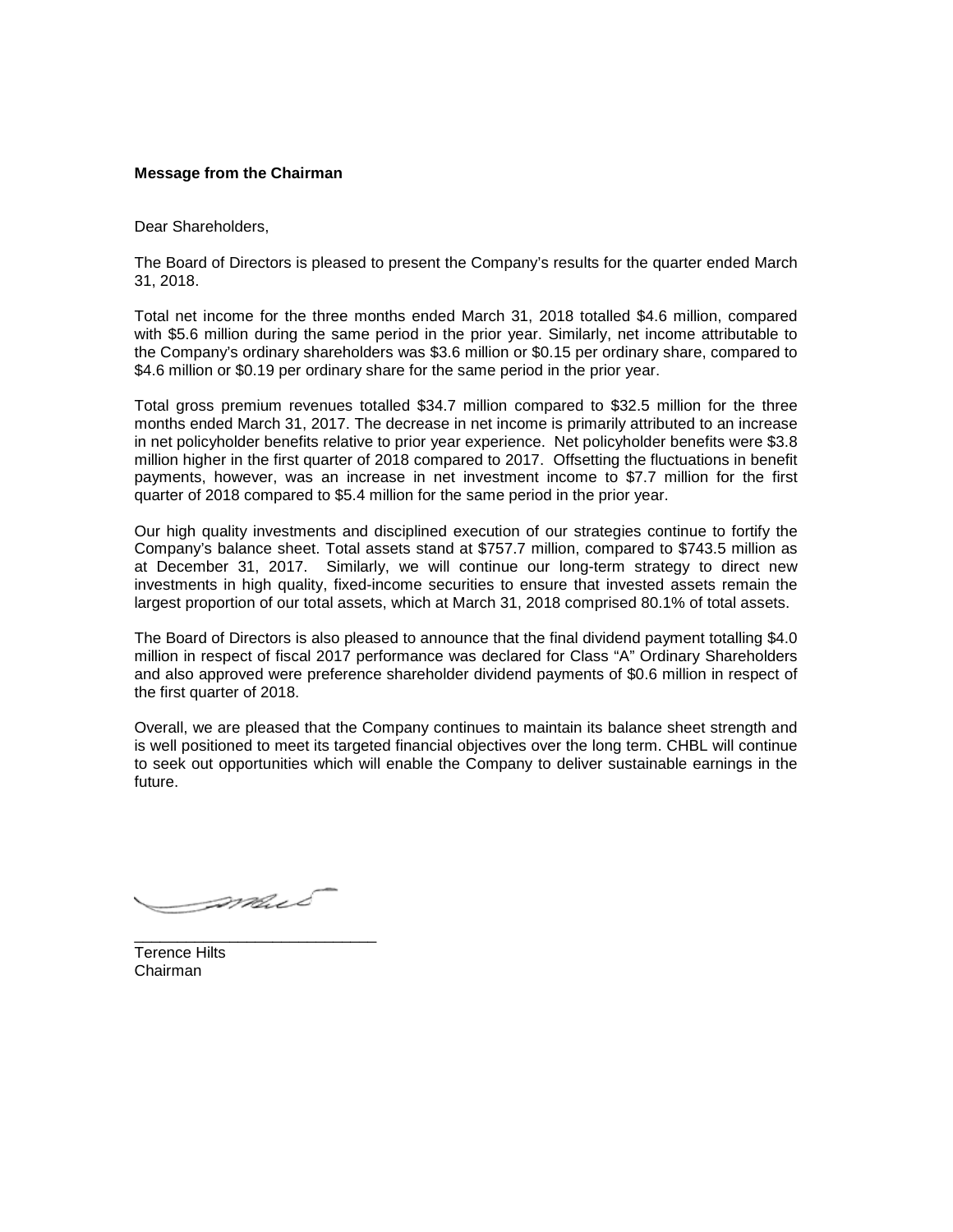**Message from the Chairman**

Dear Shareholders,

The Board of Directors is pleased to present the Company's results for the quarter ended March 31, 2018.

Total net income for the three months ended March 31, 2018 totalled $4.6 million, compared with $5.6 million during the same period in the prior year. Similarly, net income attributable to the Company's ordinary shareholders was $3.6 million or $0.15 per ordinary share, compared to $4.6 million or $0.19 per ordinary share for the same period in the prior year.

Total gross premium revenues totalled $34.7 million compared to $32.5 million for the three months ended March 31, 2017. The decrease in net income is primarily attributed to an increase in net policyholder benefits relative to prior year experience. Net policyholder benefits were $3.8 million higher in the first quarter of 2018 compared to 2017. Offsetting the fluctuations in benefit payments, however, was an increase in net investment income to $7.7 million for the first quarter of 2018 compared to $5.4 million for the same period in the prior year.

Our high quality investments and disciplined execution of our strategies continue to fortify the Company's balance sheet. Total assets stand at $757.7 million, compared to $743.5 million as at December 31, 2017. Similarly, we will continue our long-term strategy to direct new investments in high quality, fixed-income securities to ensure that invested assets remain the largest proportion of our total assets, which at March 31, 2018 comprised 80.1% of total assets.

The Board of Directors is also pleased to announce that the final dividend payment totalling $4.0 million in respect of fiscal 2017 performance was declared for Class "A" Ordinary Shareholders and also approved were preference shareholder dividend payments of $0.6 million in respect of the first quarter of 2018.

Overall, we are pleased that the Company continues to maintain its balance sheet strength and is well positioned to meet its targeted financial objectives over the long term. CHBL will continue to seek out opportunities which will enable the Company to deliver sustainable earnings in the future.

\_\_\_\_\_\_\_\_\_\_\_\_\_\_\_\_\_\_\_\_\_\_\_\_\_\_\_\_

Terence Hilts
Chairman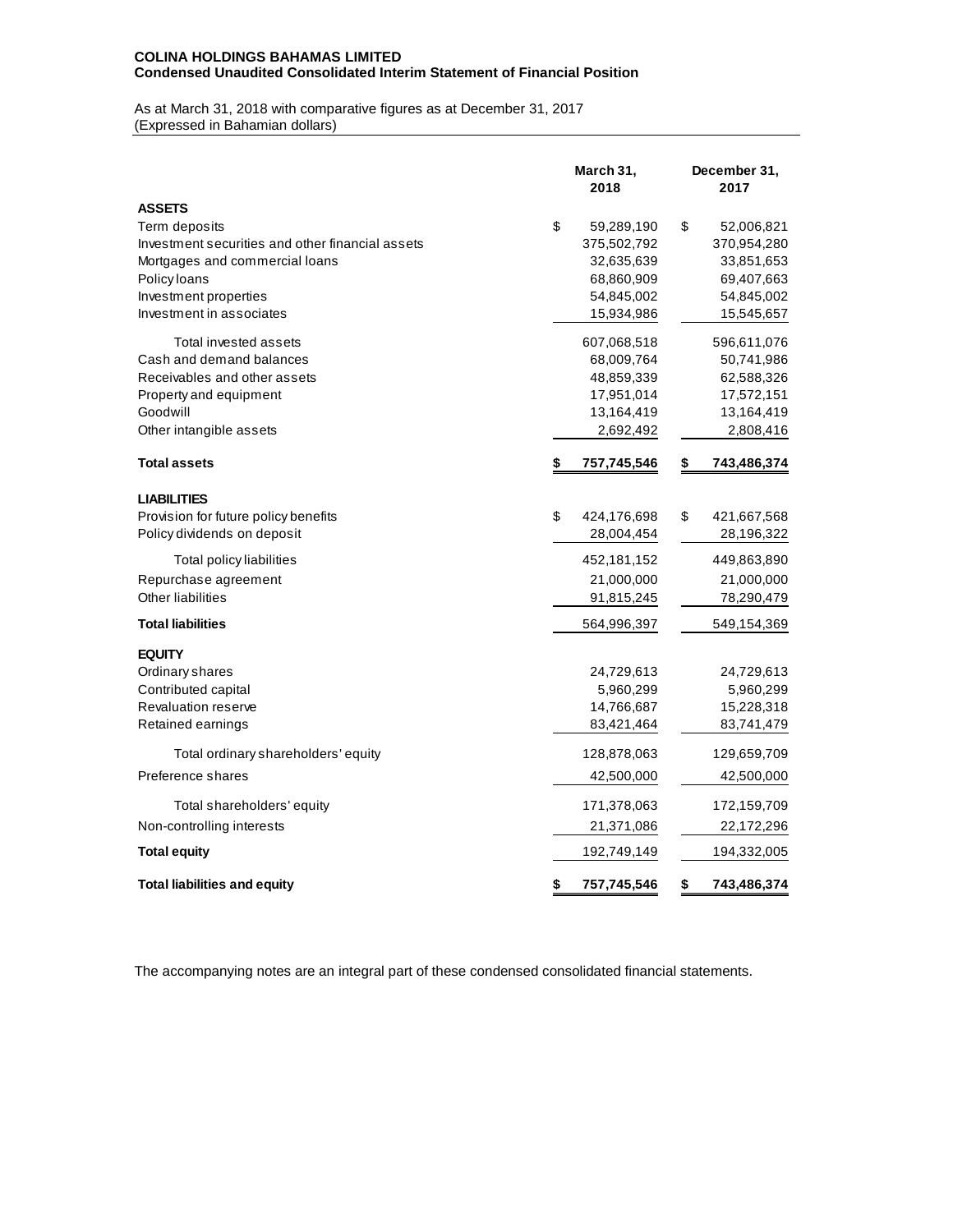**COLINA HOLDINGS BAHAMAS LIMITED**
**Condensed Unaudited Consolidated Interim Statement of Financial Position**

As at March 31, 2018 with comparative figures as at December 31, 2017
(Expressed in Bahamian dollars)

| | March 31, 2018 | December 31, 2017 |
|---|---|---|
| **ASSETS** | | |
| Term deposits | $ 59,289,190 | $ 52,006,821 |
| Investment securities and other financial assets | 375,502,792 | 370,954,280 |
| Mortgages and commercial loans | 32,635,639 | 33,851,653 |
| Policy loans | 68,860,909 | 69,407,663 |
| Investment properties | 54,845,002 | 54,845,002 |
| Investment in associates | 15,934,986 | 15,545,657 |
| Total invested assets | 607,068,518 | 596,611,076 |
| Cash and demand balances | 68,009,764 | 50,741,986 |
| Receivables and other assets | 48,859,339 | 62,588,326 |
| Property and equipment | 17,951,014 | 17,572,151 |
| Goodwill | 13,164,419 | 13,164,419 |
| Other intangible assets | 2,692,492 | 2,808,416 |
| **Total assets** | **$ 757,745,546** | **$ 743,486,374** |
| **LIABILITIES** | | |
| Provision for future policy benefits | $ 424,176,698 | $ 421,667,568 |
| Policy dividends on deposit | 28,004,454 | 28,196,322 |
| Total policy liabilities | 452,181,152 | 449,863,890 |
| Repurchase agreement | 21,000,000 | 21,000,000 |
| Other liabilities | 91,815,245 | 78,290,479 |
| **Total liabilities** | 564,996,397 | 549,154,369 |
| **EQUITY** | | |
| Ordinary shares | 24,729,613 | 24,729,613 |
| Contributed capital | 5,960,299 | 5,960,299 |
| Revaluation reserve | 14,766,687 | 15,228,318 |
| Retained earnings | 83,421,464 | 83,741,479 |
| Total ordinary shareholders' equity | 128,878,063 | 129,659,709 |
| Preference shares | 42,500,000 | 42,500,000 |
| Total shareholders' equity | 171,378,063 | 172,159,709 |
| Non-controlling interests | 21,371,086 | 22,172,296 |
| **Total equity** | 192,749,149 | 194,332,005 |
| **Total liabilities and equity** | **$ 757,745,546** | **$ 743,486,374** |

The accompanying notes are an integral part of these condensed consolidated financial statements.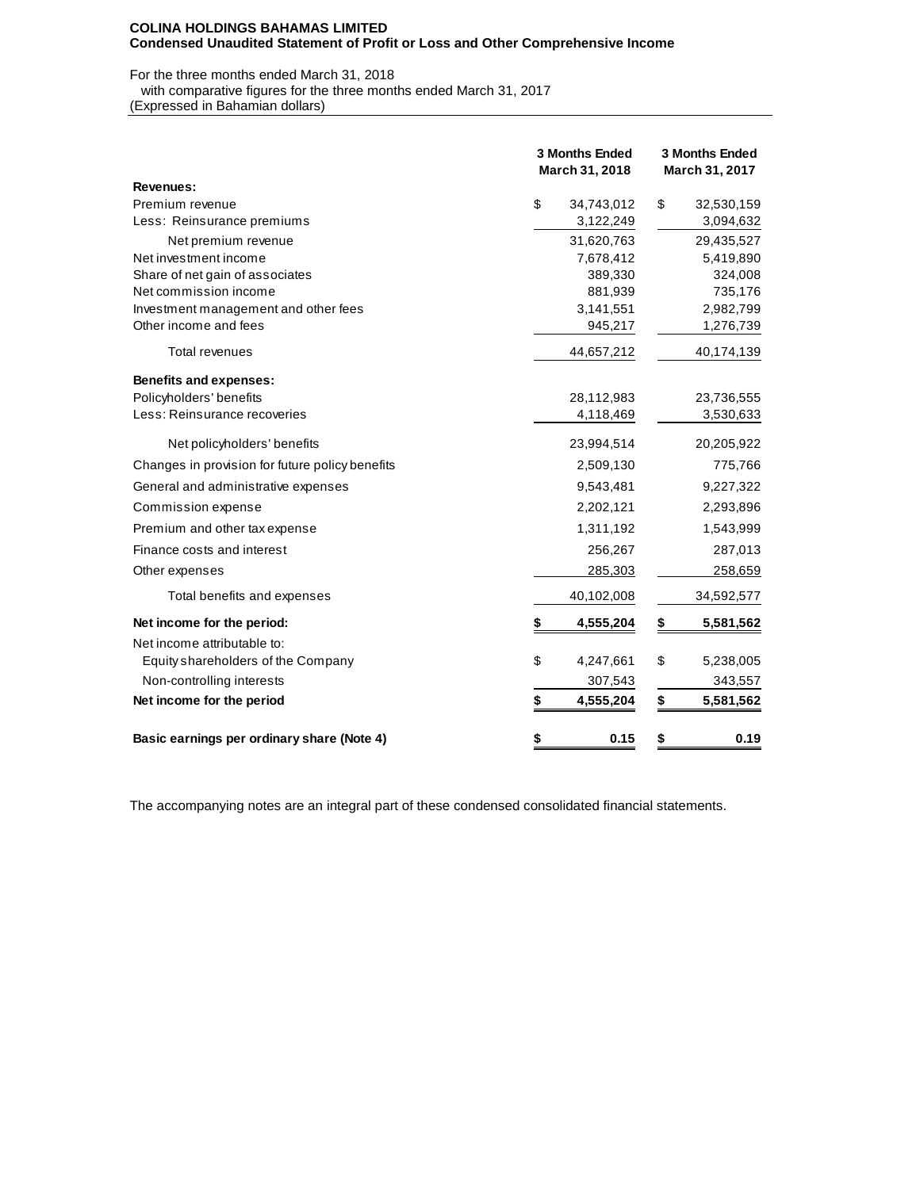**COLINA HOLDINGS BAHAMAS LIMITED**
**Condensed Unaudited Statement of Profit or Loss and Other Comprehensive Income**

For the three months ended March 31, 2018
with comparative figures for the three months ended March 31, 2017
(Expressed in Bahamian dollars)

| | 3 Months Ended March 31, 2018 | 3 Months Ended March 31, 2017 |
|---|---|---|
| **Revenues:** | | |
| Premium revenue | $ 34,743,012 | $ 32,530,159 |
| Less: Reinsurance premiums | 3,122,249 | 3,094,632 |
| Net premium revenue | 31,620,763 | 29,435,527 |
| Net investment income | 7,678,412 | 5,419,890 |
| Share of net gain of associates | 389,330 | 324,008 |
| Net commission income | 881,939 | 735,176 |
| Investment management and other fees | 3,141,551 | 2,982,799 |
| Other income and fees | 945,217 | 1,276,739 |
| Total revenues | 44,657,212 | 40,174,139 |
| **Benefits and expenses:** | | |
| Policyholders' benefits | 28,112,983 | 23,736,555 |
| Less: Reinsurance recoveries | 4,118,469 | 3,530,633 |
| Net policyholders' benefits | 23,994,514 | 20,205,922 |
| Changes in provision for future policy benefits | 2,509,130 | 775,766 |
| General and administrative expenses | 9,543,481 | 9,227,322 |
| Commission expense | 2,202,121 | 2,293,896 |
| Premium and other tax expense | 1,311,192 | 1,543,999 |
| Finance costs and interest | 256,267 | 287,013 |
| Other expenses | 285,303 | 258,659 |
| Total benefits and expenses | 40,102,008 | 34,592,577 |
| **Net income for the period:** | **$ 4,555,204** | **$ 5,581,562** |
| Net income attributable to: | | |
| Equity shareholders of the Company | $ 4,247,661 | $ 5,238,005 |
| Non-controlling interests | 307,543 | 343,557 |
| **Net income for the period** | **$ 4,555,204** | **$ 5,581,562** |
| **Basic earnings per ordinary share (Note 4)** | **$ 0.15** | **$ 0.19** |

The accompanying notes are an integral part of these condensed consolidated financial statements.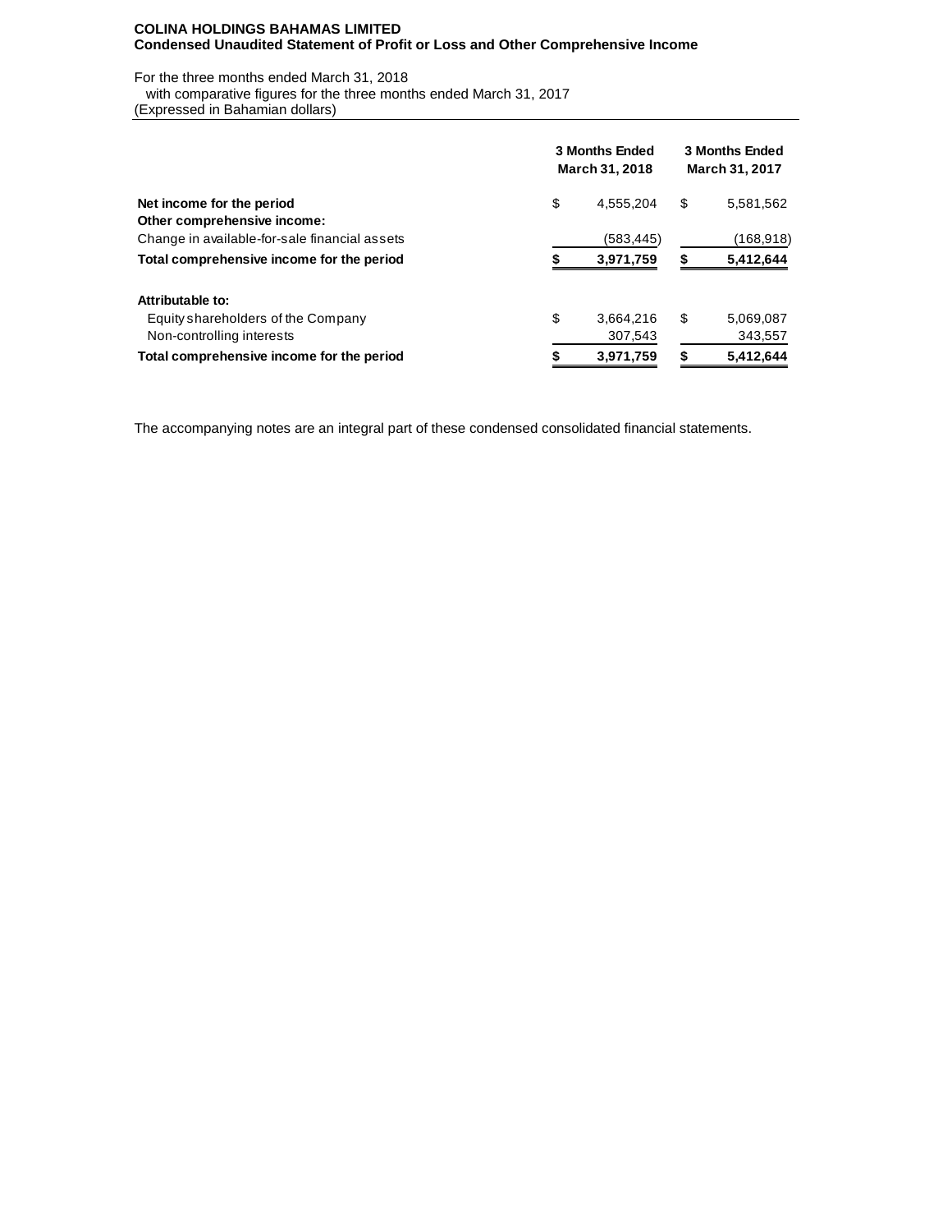**COLINA HOLDINGS BAHAMAS LIMITED**
**Condensed Unaudited Statement of Profit or Loss and Other Comprehensive Income**

For the three months ended March 31, 2018
with comparative figures for the three months ended March 31, 2017
(Expressed in Bahamian dollars)

| | 3 Months Ended March 31, 2018 | 3 Months Ended March 31, 2017 |
|---|---|---|
| **Net income for the period** | $ 4,555,204 | $ 5,581,562 |
| **Other comprehensive income:** | | |
| Change in available-for-sale financial assets | (583,445) | (168,918) |
| **Total comprehensive income for the period** | **$ 3,971,759** | **$ 5,412,644** |
| | | |
| **Attributable to:** | | |
| Equity shareholders of the Company | $ 3,664,216 | $ 5,069,087 |
| Non-controlling interests | 307,543 | 343,557 |
| **Total comprehensive income for the period** | **$ 3,971,759** | **$ 5,412,644** |

The accompanying notes are an integral part of these condensed consolidated financial statements.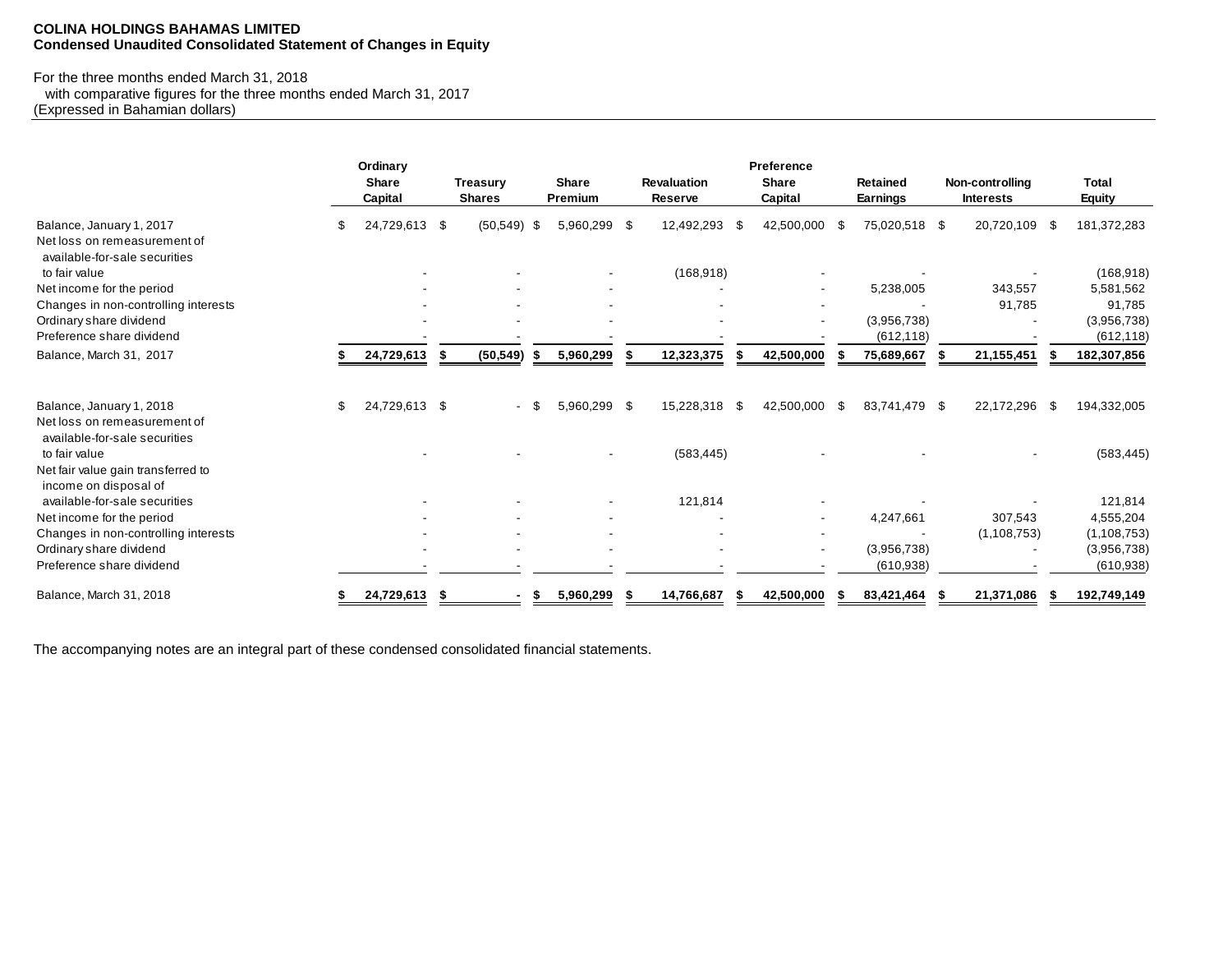**COLINA HOLDINGS BAHAMAS LIMITED**
**Condensed Unaudited Consolidated Statement of Changes in Equity**

For the three months ended March 31, 2018
with comparative figures for the three months ended March 31, 2017
(Expressed in Bahamian dollars)

| | Ordinary Share Capital | Treasury Shares | Share Premium | Revaluation Reserve | Preference Share Capital | Retained Earnings | Non-controlling Interests | Total Equity |
|---|---|---|---|---|---|---|---|---|
| Balance, January 1, 2017 | $ 24,729,613 | $ (50,549) | $ 5,960,299 | $ 12,492,293 | $ 42,500,000 | $ 75,020,518 | $ 20,720,109 | $ 181,372,283 |
| Net loss on remeasurement of available-for-sale securities to fair value | - | - | - | (168,918) | - | - | - | (168,918) |
| Net income for the period | - | - | - | - | - | 5,238,005 | 343,557 | 5,581,562 |
| Changes in non-controlling interests | - | - | - | - | - | - | 91,785 | 91,785 |
| Ordinary share dividend | - | - | - | - | - | (3,956,738) | - | (3,956,738) |
| Preference share dividend | - | - | - | - | - | (612,118) | - | (612,118) |
| Balance, March 31, 2017 | **$ 24,729,613** | **$ (50,549)** | **$ 5,960,299** | **$ 12,323,375** | **$ 42,500,000** | **$ 75,689,667** | **$ 21,155,451** | **$ 182,307,856** |
| | | | | | | | | |
| Balance, January 1, 2018 | $ 24,729,613 | $ - | $ 5,960,299 | $ 15,228,318 | $ 42,500,000 | $ 83,741,479 | $ 22,172,296 | $ 194,332,005 |
| Net loss on remeasurement of available-for-sale securities to fair value | - | - | - | (583,445) | - | - | - | (583,445) |
| Net fair value gain transferred to income on disposal of available-for-sale securities | - | - | - | 121,814 | - | - | - | 121,814 |
| Net income for the period | - | - | - | - | - | 4,247,661 | 307,543 | 4,555,204 |
| Changes in non-controlling interests | - | - | - | - | - | - | (1,108,753) | (1,108,753) |
| Ordinary share dividend | - | - | - | - | - | (3,956,738) | - | (3,956,738) |
| Preference share dividend | - | - | - | - | - | (610,938) | - | (610,938) |
| Balance, March 31, 2018 | **$ 24,729,613** | **$ -** | **$ 5,960,299** | **$ 14,766,687** | **$ 42,500,000** | **$ 83,421,464** | **$ 21,371,086** | **$ 192,749,149** |

The accompanying notes are an integral part of these condensed consolidated financial statements.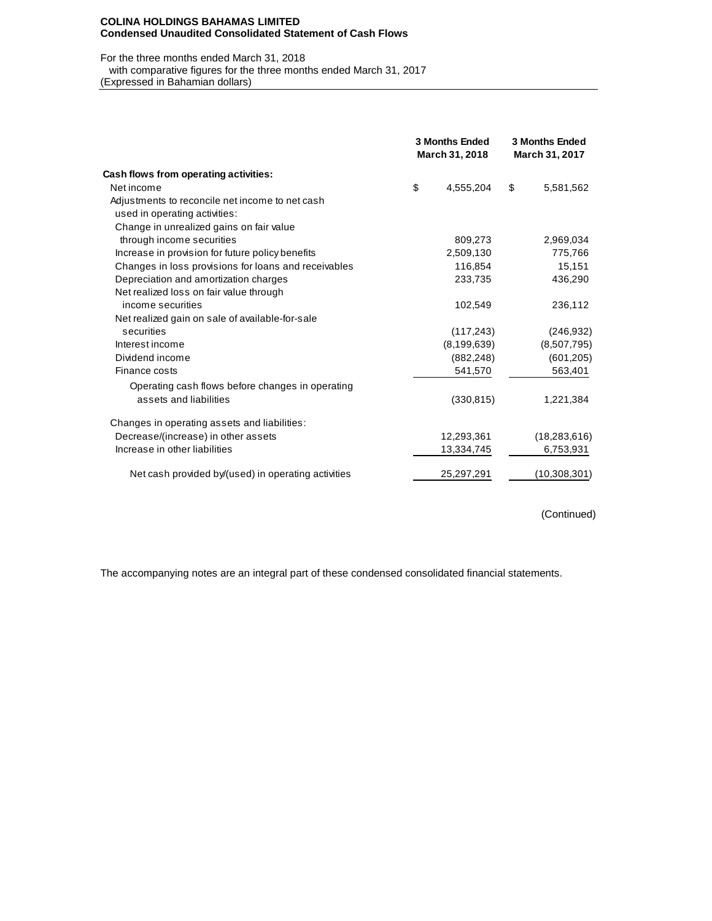**COLINA HOLDINGS BAHAMAS LIMITED**
**Condensed Unaudited Consolidated Statement of Cash Flows**

For the three months ended March 31, 2018
with comparative figures for the three months ended March 31, 2017
(Expressed in Bahamian dollars)

| | 3 Months Ended March 31, 2018 | 3 Months Ended March 31, 2017 |
|---|---|---|
| **Cash flows from operating activities:** | | |
| Net income | $ 4,555,204 | $ 5,581,562 |
| Adjustments to reconcile net income to net cash used in operating activities: | | |
| Change in unrealized gains on fair value through income securities | 809,273 | 2,969,034 |
| Increase in provision for future policy benefits | 2,509,130 | 775,766 |
| Changes in loss provisions for loans and receivables | 116,854 | 15,151 |
| Depreciation and amortization charges | 233,735 | 436,290 |
| Net realized loss on fair value through income securities | 102,549 | 236,112 |
| Net realized gain on sale of available-for-sale securities | (117,243) | (246,932) |
| Interest income | (8,199,639) | (8,507,795) |
| Dividend income | (882,248) | (601,205) |
| Finance costs | 541,570 | 563,401 |
| Operating cash flows before changes in operating assets and liabilities | (330,815) | 1,221,384 |
| Changes in operating assets and liabilities: | | |
| Decrease/(increase) in other assets | 12,293,361 | (18,283,616) |
| Increase in other liabilities | 13,334,745 | 6,753,931 |
| Net cash provided by/(used) in operating activities | 25,297,291 | (10,308,301) |

(Continued)

The accompanying notes are an integral part of these condensed consolidated financial statements.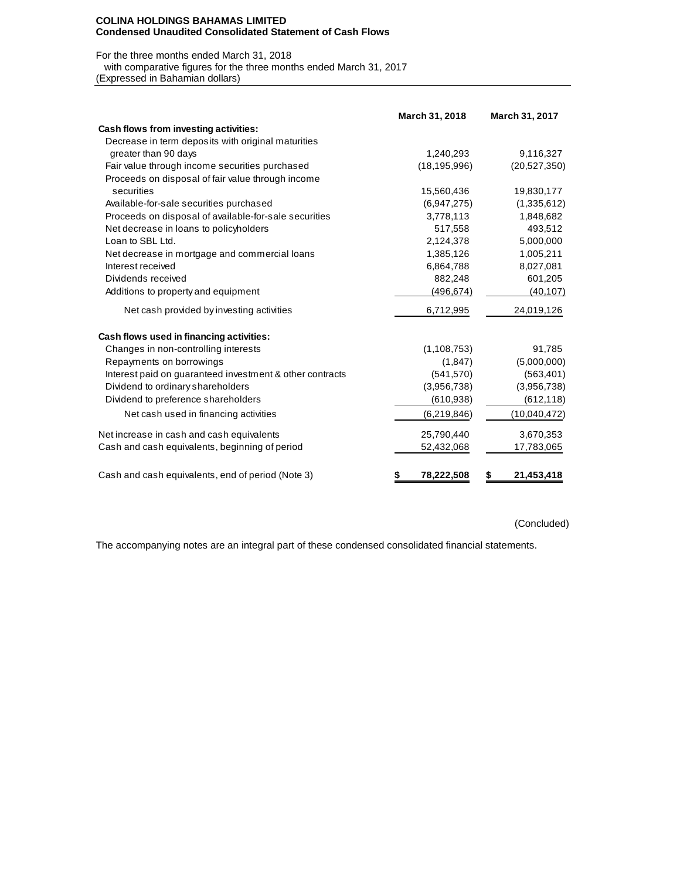**COLINA HOLDINGS BAHAMAS LIMITED**
**Condensed Unaudited Consolidated Statement of Cash Flows**

For the three months ended March 31, 2018
with comparative figures for the three months ended March 31, 2017
(Expressed in Bahamian dollars)

| | March 31, 2018 | March 31, 2017 |
|---|---|---|
| **Cash flows from investing activities:** | | |
| Decrease in term deposits with original maturities greater than 90 days | 1,240,293 | 9,116,327 |
| Fair value through income securities purchased | (18,195,996) | (20,527,350) |
| Proceeds on disposal of fair value through income securities | 15,560,436 | 19,830,177 |
| Available-for-sale securities purchased | (6,947,275) | (1,335,612) |
| Proceeds on disposal of available-for-sale securities | 3,778,113 | 1,848,682 |
| Net decrease in loans to policyholders | 517,558 | 493,512 |
| Loan to SBL Ltd. | 2,124,378 | 5,000,000 |
| Net decrease in mortgage and commercial loans | 1,385,126 | 1,005,211 |
| Interest received | 6,864,788 | 8,027,081 |
| Dividends received | 882,248 | 601,205 |
| Additions to property and equipment | (496,674) | (40,107) |
| Net cash provided by investing activities | 6,712,995 | 24,019,126 |
| **Cash flows used in financing activities:** | | |
| Changes in non-controlling interests | (1,108,753) | 91,785 |
| Repayments on borrowings | (1,847) | (5,000,000) |
| Interest paid on guaranteed investment & other contracts | (541,570) | (563,401) |
| Dividend to ordinary shareholders | (3,956,738) | (3,956,738) |
| Dividend to preference shareholders | (610,938) | (612,118) |
| Net cash used in financing activities | (6,219,846) | (10,040,472) |
| Net increase in cash and cash equivalents | 25,790,440 | 3,670,353 |
| Cash and cash equivalents, beginning of period | 52,432,068 | 17,783,065 |
| Cash and cash equivalents, end of period (Note 3) | $ **78,222,508** | $ **21,453,418** |

(Concluded)

The accompanying notes are an integral part of these condensed consolidated financial statements.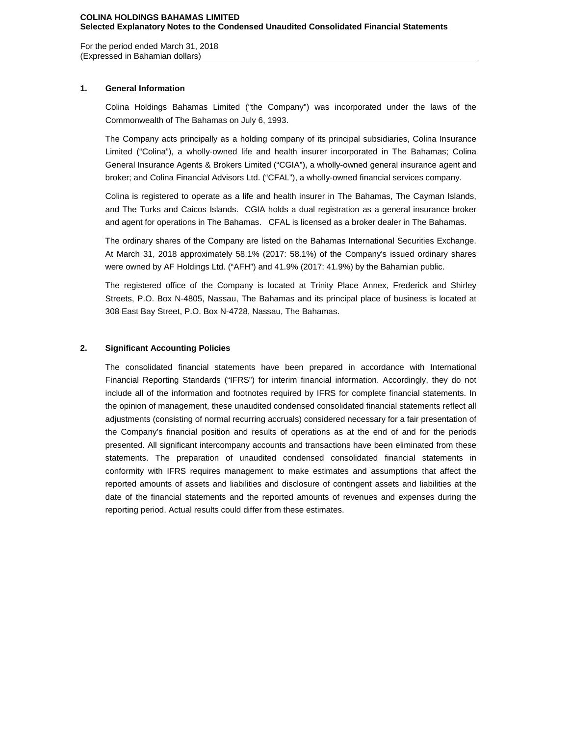**COLINA HOLDINGS BAHAMAS LIMITED**
**Selected Explanatory Notes to the Condensed Unaudited Consolidated Financial Statements**

For the period ended March 31, 2018
(Expressed in Bahamian dollars)

## 1. General Information

Colina Holdings Bahamas Limited ("the Company") was incorporated under the laws of the Commonwealth of The Bahamas on July 6, 1993.

The Company acts principally as a holding company of its principal subsidiaries, Colina Insurance Limited ("Colina"), a wholly-owned life and health insurer incorporated in The Bahamas; Colina General Insurance Agents & Brokers Limited ("CGIA"), a wholly-owned general insurance agent and broker; and Colina Financial Advisors Ltd. ("CFAL"), a wholly-owned financial services company.

Colina is registered to operate as a life and health insurer in The Bahamas, The Cayman Islands, and The Turks and Caicos Islands. CGIA holds a dual registration as a general insurance broker and agent for operations in The Bahamas. CFAL is licensed as a broker dealer in The Bahamas.

The ordinary shares of the Company are listed on the Bahamas International Securities Exchange. At March 31, 2018 approximately 58.1% (2017: 58.1%) of the Company's issued ordinary shares were owned by AF Holdings Ltd. ("AFH") and 41.9% (2017: 41.9%) by the Bahamian public.

The registered office of the Company is located at Trinity Place Annex, Frederick and Shirley Streets, P.O. Box N-4805, Nassau, The Bahamas and its principal place of business is located at 308 East Bay Street, P.O. Box N-4728, Nassau, The Bahamas.

## 2. Significant Accounting Policies

The consolidated financial statements have been prepared in accordance with International Financial Reporting Standards ("IFRS") for interim financial information. Accordingly, they do not include all of the information and footnotes required by IFRS for complete financial statements. In the opinion of management, these unaudited condensed consolidated financial statements reflect all adjustments (consisting of normal recurring accruals) considered necessary for a fair presentation of the Company's financial position and results of operations as at the end of and for the periods presented. All significant intercompany accounts and transactions have been eliminated from these statements. The preparation of unaudited condensed consolidated financial statements in conformity with IFRS requires management to make estimates and assumptions that affect the reported amounts of assets and liabilities and disclosure of contingent assets and liabilities at the date of the financial statements and the reported amounts of revenues and expenses during the reporting period. Actual results could differ from these estimates.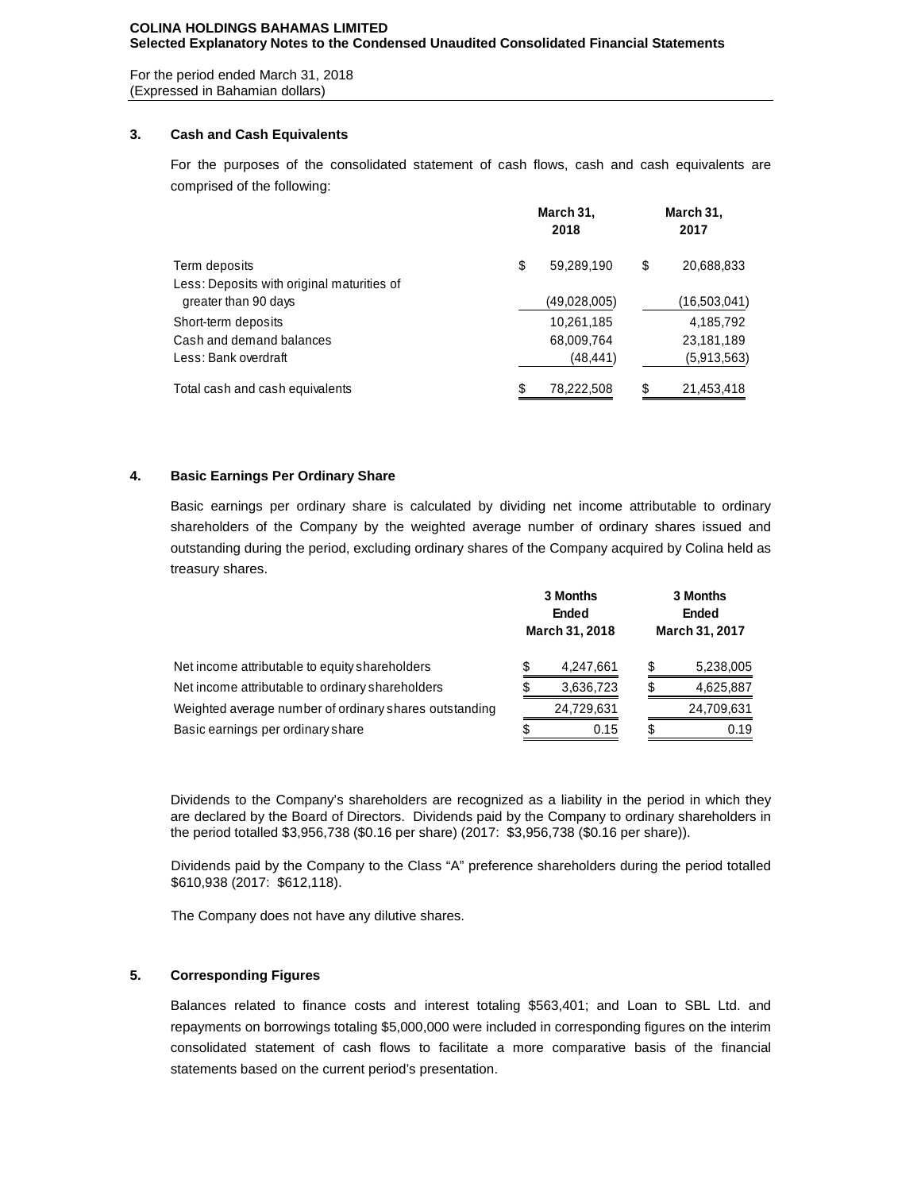**COLINA HOLDINGS BAHAMAS LIMITED**
**Selected Explanatory Notes to the Condensed Unaudited Consolidated Financial Statements**

For the period ended March 31, 2018
(Expressed in Bahamian dollars)

### 3. Cash and Cash Equivalents

For the purposes of the consolidated statement of cash flows, cash and cash equivalents are comprised of the following:

| | March 31, 2018 | March 31, 2017 |
|---|---|---|
| Term deposits | $ 59,289,190 | $ 20,688,833 |
| Less: Deposits with original maturities of greater than 90 days | (49,028,005) | (16,503,041) |
| Short-term deposits | 10,261,185 | 4,185,792 |
| Cash and demand balances | 68,009,764 | 23,181,189 |
| Less: Bank overdraft | (48,441) | (5,913,563) |
| Total cash and cash equivalents | $ 78,222,508 | $ 21,453,418 |

### 4. Basic Earnings Per Ordinary Share

Basic earnings per ordinary share is calculated by dividing net income attributable to ordinary shareholders of the Company by the weighted average number of ordinary shares issued and outstanding during the period, excluding ordinary shares of the Company acquired by Colina held as treasury shares.

| | 3 Months Ended March 31, 2018 | 3 Months Ended March 31, 2017 |
|---|---|---|
| Net income attributable to equity shareholders | $ 4,247,661 | $ 5,238,005 |
| Net income attributable to ordinary shareholders | $ 3,636,723 | $ 4,625,887 |
| Weighted average number of ordinary shares outstanding | 24,729,631 | 24,709,631 |
| Basic earnings per ordinary share | $ 0.15 | $ 0.19 |

Dividends to the Company's shareholders are recognized as a liability in the period in which they are declared by the Board of Directors. Dividends paid by the Company to ordinary shareholders in the period totalled $3,956,738 ($0.16 per share) (2017: $3,956,738 ($0.16 per share)).

Dividends paid by the Company to the Class "A" preference shareholders during the period totalled $610,938 (2017: $612,118).

The Company does not have any dilutive shares.

### 5. Corresponding Figures

Balances related to finance costs and interest totaling $563,401; and Loan to SBL Ltd. and repayments on borrowings totaling $5,000,000 were included in corresponding figures on the interim consolidated statement of cash flows to facilitate a more comparative basis of the financial statements based on the current period's presentation.